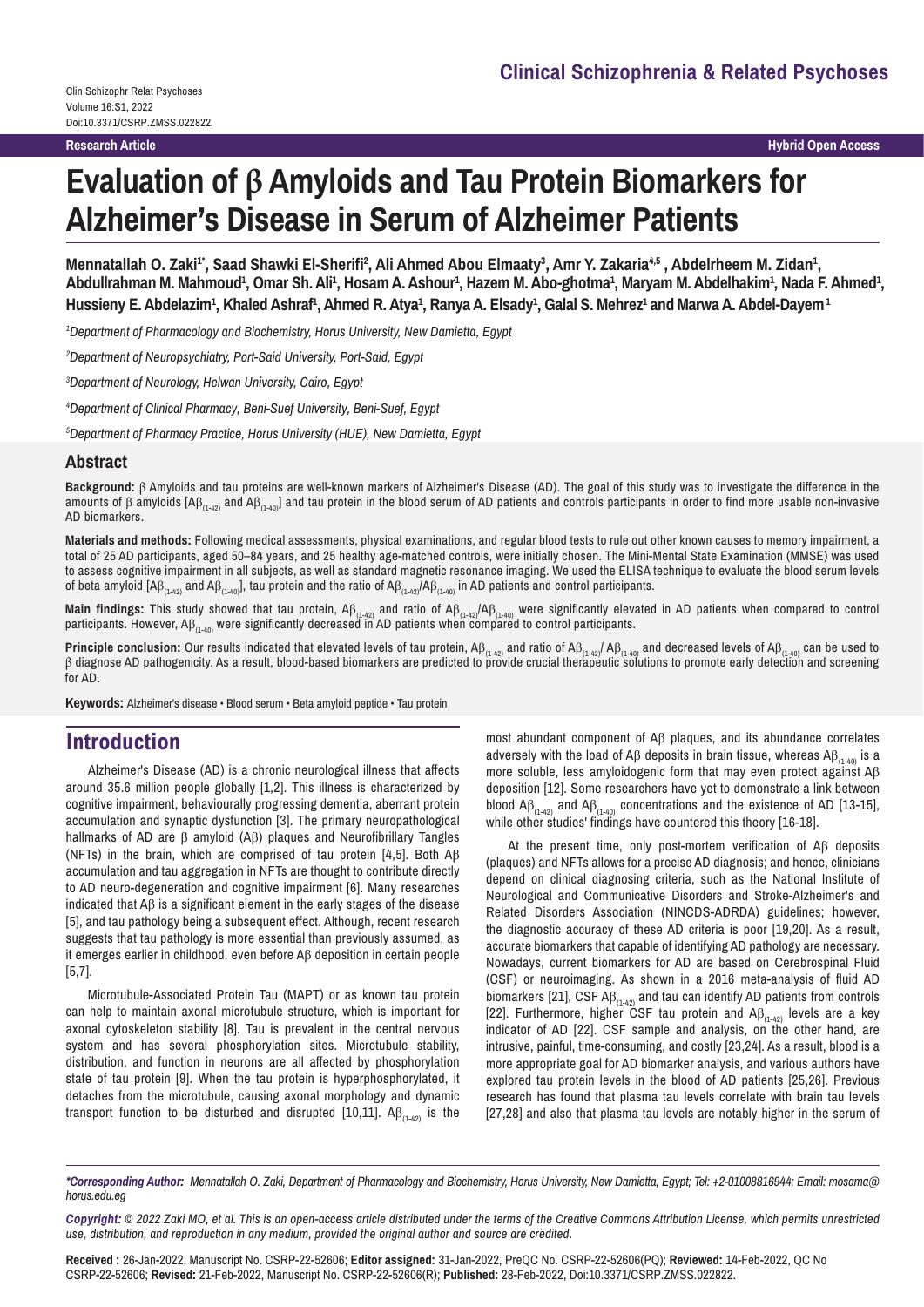# Evaluation of β Amyloids and Tau Protein Biomarkers for Alzheimer's Disease in Serum of Alzheimer Patients

**Mennatallah O. Zaki[1*], Saad Shawki El-Sherifi[2], Ali Ahmed Abou Elmaaty[3], Amr Y. Zakaria[4,5], Abdelrheem M. Zidan[1], Abdullrahman M. Mahmoud[1], Omar Sh. Ali[1], Hosam A. Ashour[1], Hazem M. Abo-ghotma[1], Maryam M. Abdelhakim[1], Nada F. Ahmed[1], Hussieny E. Abdelazim[1], Khaled Ashraf[1], Ahmed R. Atya[1], Ranya A. Elsady[1], Galal S. Mehrez[1] and Marwa A. Abdel-Dayem[1]**

*[1]Department of Pharmacology and Biochemistry, Horus University, New Damietta, Egypt*

*[2]Department of Neuropsychiatry, Port-Said University, Port-Said, Egypt*

*[3]Department of Neurology, Helwan University, Cairo, Egypt*

*[4]Department of Clinical Pharmacy, Beni-Suef University, Beni-Suef, Egypt*

*[5]Department of Pharmacy Practice, Horus University (HUE), New Damietta, Egypt*

## Abstract

**Background:** β Amyloids and tau proteins are well-known markers of Alzheimer's Disease (AD). The goal of this study was to investigate the difference in the amounts of β amyloids [$A\beta_{(1-42)}$ and $A\beta_{(1-40)}$] and tau protein in the blood serum of AD patients and controls participants in order to find more usable non-invasive AD biomarkers.

**Materials and methods:** Following medical assessments, physical examinations, and regular blood tests to rule out other known causes to memory impairment, a total of 25 AD participants, aged 50–84 years, and 25 healthy age-matched controls, were initially chosen. The Mini-Mental State Examination (MMSE) was used to assess cognitive impairment in all subjects, as well as standard magnetic resonance imaging. We used the ELISA technique to evaluate the blood serum levels of beta amyloid [$A\beta_{(1-42)}$ and $A\beta_{(1-40)}$], tau protein and the ratio of $A\beta_{(1-42)}/A\beta_{(1-40)}$ in AD patients and control participants.

**Main findings:** This study showed that tau protein, $A\beta_{(1-42)}$ and ratio of $A\beta_{(1-42)}/A\beta_{(1-40)}$ were significantly elevated in AD patients when compared to control participants. However, $A\beta_{(1-40)}$ were significantly decreased in AD patients when compared to control participants.

**Principle conclusion:** Our results indicated that elevated levels of tau protein, $A\beta_{(1-42)}$ and ratio of $A\beta_{(1-42)}/A\beta_{(1-40)}$ and decreased levels of $A\beta_{(1-40)}$ can be used to β diagnose AD pathogenicity. As a result, blood-based biomarkers are predicted to provide crucial therapeutic solutions to promote early detection and screening for AD.

**Keywords:** Alzheimer's disease • Blood serum • Beta amyloid peptide • Tau protein

## Introduction

Alzheimer's Disease (AD) is a chronic neurological illness that affects around 35.6 million people globally [1,2]. This illness is characterized by cognitive impairment, behaviourally progressing dementia, aberrant protein accumulation and synaptic dysfunction [3]. The primary neuropathological hallmarks of AD are β amyloid (Aβ) plaques and Neurofibrillary Tangles (NFTs) in the brain, which are comprised of tau protein [4,5]. Both Aβ accumulation and tau aggregation in NFTs are thought to contribute directly to AD neuro-degeneration and cognitive impairment [6]. Many researches indicated that Aβ is a significant element in the early stages of the disease [5], and tau pathology being a subsequent effect. Although, recent research suggests that tau pathology is more essential than previously assumed, as it emerges earlier in childhood, even before Aβ deposition in certain people [5,7].

Microtubule-Associated Protein Tau (MAPT) or as known tau protein can help to maintain axonal microtubule structure, which is important for axonal cytoskeleton stability [8]. Tau is prevalent in the central nervous system and has several phosphorylation sites. Microtubule stability, distribution, and function in neurons are all affected by phosphorylation state of tau protein [9]. When the tau protein is hyperphosphorylated, it detaches from the microtubule, causing axonal morphology and dynamic transport function to be disturbed and disrupted [10,11]. $A\beta_{(1-42)}$ is the most abundant component of Aβ plaques, and its abundance correlates adversely with the load of Aβ deposits in brain tissue, whereas $A\beta_{(1-40)}$ is a more soluble, less amyloidogenic form that may even protect against Aβ deposition [12]. Some researchers have yet to demonstrate a link between blood $A\beta_{(1-42)}$ and $A\beta_{(1-40)}$ concentrations and the existence of AD [13-15], while other studies' findings have countered this theory [16-18].

At the present time, only post-mortem verification of Aβ deposits (plaques) and NFTs allows for a precise AD diagnosis; and hence, clinicians depend on clinical diagnosing criteria, such as the National Institute of Neurological and Communicative Disorders and Stroke-Alzheimer's and Related Disorders Association (NINCDS-ADRDA) guidelines; however, the diagnostic accuracy of these AD criteria is poor [19,20]. As a result, accurate biomarkers that capable of identifying AD pathology are necessary. Nowadays, current biomarkers for AD are based on Cerebrospinal Fluid (CSF) or neuroimaging. As shown in a 2016 meta-analysis of fluid AD biomarkers [21], CSF $A\beta_{(1-42)}$ and tau can identify AD patients from controls [22]. Furthermore, higher CSF tau protein and $A\beta_{(1-42)}$ levels are a key indicator of AD [22]. CSF sample and analysis, on the other hand, are intrusive, painful, time-consuming, and costly [23,24]. As a result, blood is a more appropriate goal for AD biomarker analysis, and various authors have explored tau protein levels in the blood of AD patients [25,26]. Previous research has found that plasma tau levels correlate with brain tau levels [27,28] and also that plasma tau levels are notably higher in the serum of

*\*Corresponding Author: Mennatallah O. Zaki, Department of Pharmacology and Biochemistry, Horus University, New Damietta, Egypt; Tel: +2-01008816944; Email: mosama@horus.edu.eg*

*Copyright: © 2022 Zaki MO, et al. This is an open-access article distributed under the terms of the Creative Commons Attribution License, which permits unrestricted use, distribution, and reproduction in any medium, provided the original author and source are credited.*

**Received :** 26-Jan-2022, Manuscript No. CSRP-22-52606; **Editor assigned:** 31-Jan-2022, PreQC No. CSRP-22-52606(PQ); **Reviewed:** 14-Feb-2022, QC No CSRP-22-52606; **Revised:** 21-Feb-2022, Manuscript No. CSRP-22-52606(R); **Published:** 28-Feb-2022, Doi:10.3371/CSRP.ZMSS.022822.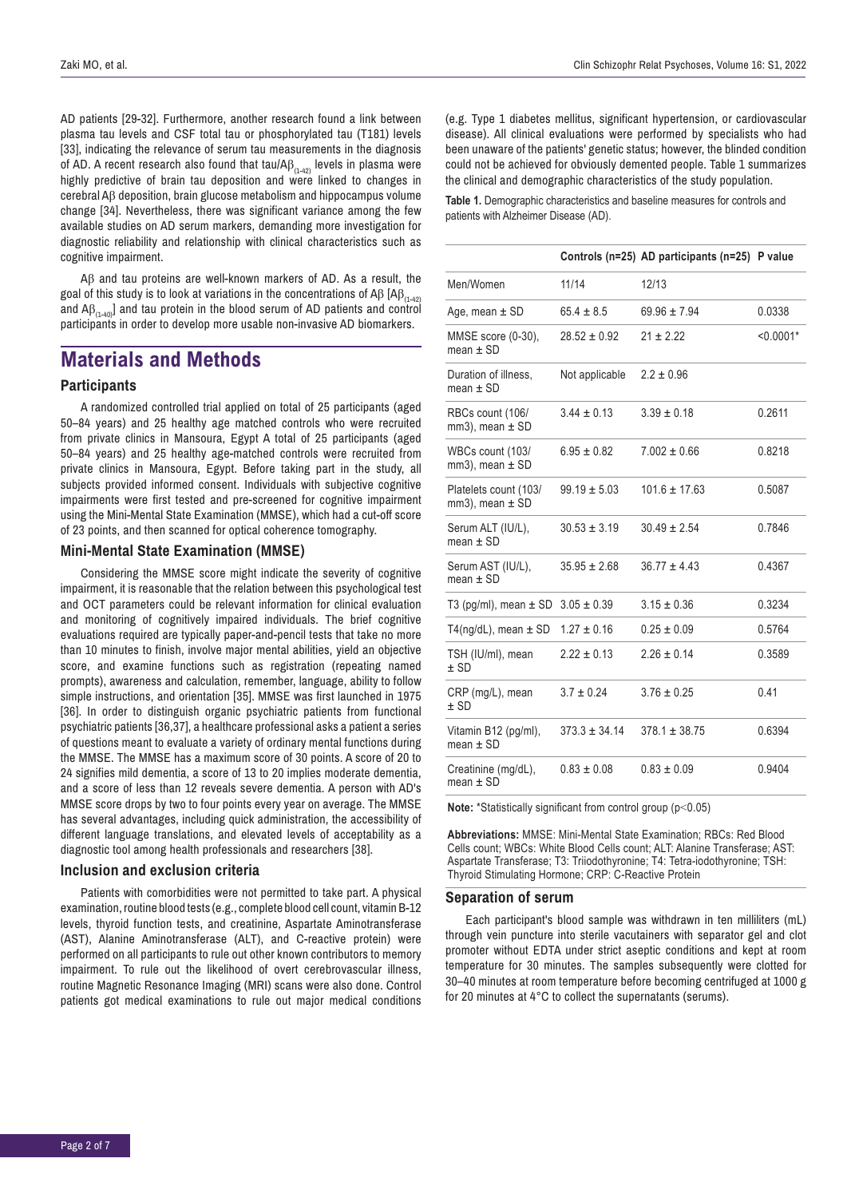AD patients [29-32]. Furthermore, another research found a link between plasma tau levels and CSF total tau or phosphorylated tau (T181) levels [33], indicating the relevance of serum tau measurements in the diagnosis of AD. A recent research also found that tau/A$\beta_{(1-42)}$ levels in plasma were highly predictive of brain tau deposition and were linked to changes in cerebral A$\beta$ deposition, brain glucose metabolism and hippocampus volume change [34]. Nevertheless, there was significant variance among the few available studies on AD serum markers, demanding more investigation for diagnostic reliability and relationship with clinical characteristics such as cognitive impairment.

A$\beta$ and tau proteins are well-known markers of AD. As a result, the goal of this study is to look at variations in the concentrations of A$\beta$ [A$\beta_{(1-42)}$ and A$\beta_{(1-40)}$] and tau protein in the blood serum of AD patients and control participants in order to develop more usable non-invasive AD biomarkers.

# Materials and Methods

## Participants

A randomized controlled trial applied on total of 25 participants (aged 50–84 years) and 25 healthy age matched controls who were recruited from private clinics in Mansoura, Egypt A total of 25 participants (aged 50–84 years) and 25 healthy age-matched controls were recruited from private clinics in Mansoura, Egypt. Before taking part in the study, all subjects provided informed consent. Individuals with subjective cognitive impairments were first tested and pre-screened for cognitive impairment using the Mini-Mental State Examination (MMSE), which had a cut-off score of 23 points, and then scanned for optical coherence tomography.

## Mini-Mental State Examination (MMSE)

Considering the MMSE score might indicate the severity of cognitive impairment, it is reasonable that the relation between this psychological test and OCT parameters could be relevant information for clinical evaluation and monitoring of cognitively impaired individuals. The brief cognitive evaluations required are typically paper-and-pencil tests that take no more than 10 minutes to finish, involve major mental abilities, yield an objective score, and examine functions such as registration (repeating named prompts), awareness and calculation, remember, language, ability to follow simple instructions, and orientation [35]. MMSE was first launched in 1975 [36]. In order to distinguish organic psychiatric patients from functional psychiatric patients [36,37], a healthcare professional asks a patient a series of questions meant to evaluate a variety of ordinary mental functions during the MMSE. The MMSE has a maximum score of 30 points. A score of 20 to 24 signifies mild dementia, a score of 13 to 20 implies moderate dementia, and a score of less than 12 reveals severe dementia. A person with AD's MMSE score drops by two to four points every year on average. The MMSE has several advantages, including quick administration, the accessibility of different language translations, and elevated levels of acceptability as a diagnostic tool among health professionals and researchers [38].

## Inclusion and exclusion criteria

Patients with comorbidities were not permitted to take part. A physical examination, routine blood tests (e.g., complete blood cell count, vitamin B-12 levels, thyroid function tests, and creatinine, Aspartate Aminotransferase (AST), Alanine Aminotransferase (ALT), and C-reactive protein) were performed on all participants to rule out other known contributors to memory impairment. To rule out the likelihood of overt cerebrovascular illness, routine Magnetic Resonance Imaging (MRI) scans were also done. Control patients got medical examinations to rule out major medical conditions (e.g. Type 1 diabetes mellitus, significant hypertension, or cardiovascular disease). All clinical evaluations were performed by specialists who had been unaware of the patients' genetic status; however, the blinded condition could not be achieved for obviously demented people. Table 1 summarizes the clinical and demographic characteristics of the study population.

**Table 1.** Demographic characteristics and baseline measures for controls and patients with Alzheimer Disease (AD).

| | Controls (n=25) | AD participants (n=25) | P value |
|---|---|---|---|
| Men/Women | 11/14 | 12/13 | |
| Age, mean ± SD | 65.4 ± 8.5 | 69.96 ± 7.94 | 0.0338 |
| MMSE score (0-30), mean ± SD | 28.52 ± 0.92 | 21 ± 2.22 | <0.0001* |
| Duration of illness, mean ± SD | Not applicable | 2.2 ± 0.96 | |
| RBCs count (106/ mm3), mean ± SD | 3.44 ± 0.13 | 3.39 ± 0.18 | 0.2611 |
| WBCs count (103/ mm3), mean ± SD | 6.95 ± 0.82 | 7.002 ± 0.66 | 0.8218 |
| Platelets count (103/ mm3), mean ± SD | 99.19 ± 5.03 | 101.6 ± 17.63 | 0.5087 |
| Serum ALT (IU/L), mean ± SD | 30.53 ± 3.19 | 30.49 ± 2.54 | 0.7846 |
| Serum AST (IU/L), mean ± SD | 35.95 ± 2.68 | 36.77 ± 4.43 | 0.4367 |
| T3 (pg/ml), mean ± SD | 3.05 ± 0.39 | 3.15 ± 0.36 | 0.3234 |
| T4(ng/dL), mean ± SD | 1.27 ± 0.16 | 0.25 ± 0.09 | 0.5764 |
| TSH (IU/ml), mean ± SD | 2.22 ± 0.13 | 2.26 ± 0.14 | 0.3589 |
| CRP (mg/L), mean ± SD | 3.7 ± 0.24 | 3.76 ± 0.25 | 0.41 |
| Vitamin B12 (pg/ml), mean ± SD | 373.3 ± 34.14 | 378.1 ± 38.75 | 0.6394 |
| Creatinine (mg/dL), mean ± SD | 0.83 ± 0.08 | 0.83 ± 0.09 | 0.9404 |

**Note:** *Statistically significant from control group ($p<0.05$)

**Abbreviations:** MMSE: Mini-Mental State Examination; RBCs: Red Blood Cells count; WBCs: White Blood Cells count; ALT: Alanine Transferase; AST: Aspartate Transferase; T3: Triiodothyronine; T4: Tetra-iodothyronine; TSH: Thyroid Stimulating Hormone; CRP: C-Reactive Protein

## Separation of serum

Each participant's blood sample was withdrawn in ten milliliters (mL) through vein puncture into sterile vacutainers with separator gel and clot promoter without EDTA under strict aseptic conditions and kept at room temperature for 30 minutes. The samples subsequently were clotted for 30–40 minutes at room temperature before becoming centrifuged at 1000 g for 20 minutes at 4°C to collect the supernatants (serums).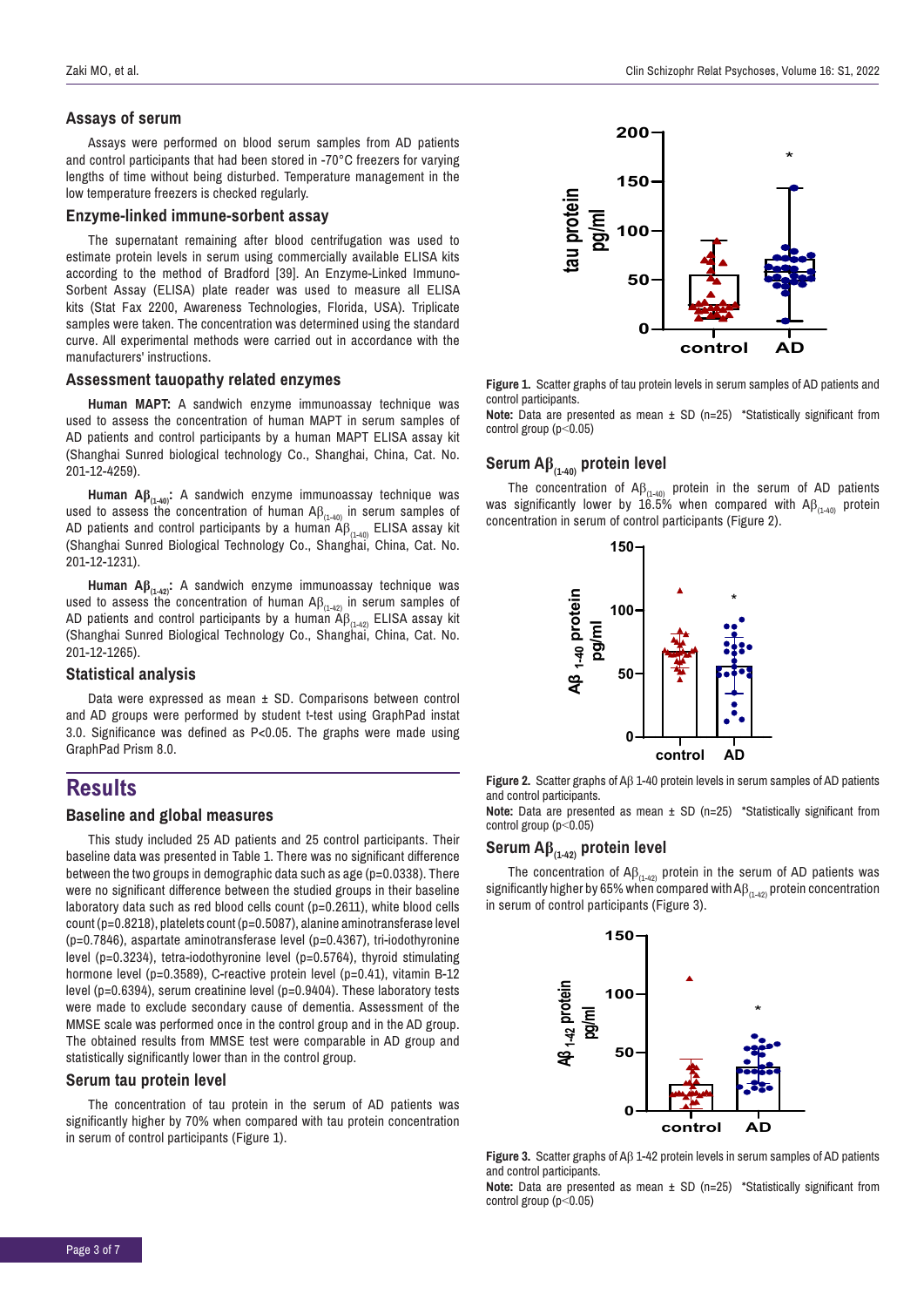### Assays of serum

Assays were performed on blood serum samples from AD patients and control participants that had been stored in -70°C freezers for varying lengths of time without being disturbed. Temperature management in the low temperature freezers is checked regularly.

### Enzyme-linked immune-sorbent assay

The supernatant remaining after blood centrifugation was used to estimate protein levels in serum using commercially available ELISA kits according to the method of Bradford [39]. An Enzyme-Linked Immuno-Sorbent Assay (ELISA) plate reader was used to measure all ELISA kits (Stat Fax 2200, Awareness Technologies, Florida, USA). Triplicate samples were taken. The concentration was determined using the standard curve. All experimental methods were carried out in accordance with the manufacturers' instructions.

### Assessment tauopathy related enzymes

**Human MAPT:** A sandwich enzyme immunoassay technique was used to assess the concentration of human MAPT in serum samples of AD patients and control participants by a human MAPT ELISA assay kit (Shanghai Sunred biological technology Co., Shanghai, China, Cat. No. 201-12-4259).

**Human A$\beta_{(1-40)}$:** A sandwich enzyme immunoassay technique was used to assess the concentration of human A$\beta_{(1-40)}$ in serum samples of AD patients and control participants by a human A$\beta_{(1-40)}$ ELISA assay kit (Shanghai Sunred Biological Technology Co., Shanghai, China, Cat. No. 201-12-1231).

**Human A$\beta_{(1-42)}$:** A sandwich enzyme immunoassay technique was used to assess the concentration of human A$\beta_{(1-42)}$ in serum samples of AD patients and control participants by a human A$\beta_{(1-42)}$ ELISA assay kit (Shanghai Sunred Biological Technology Co., Shanghai, China, Cat. No. 201-12-1265).

### Statistical analysis

Data were expressed as mean ± SD. Comparisons between control and AD groups were performed by student t-test using GraphPad instat 3.0. Significance was defined as P<0.05. The graphs were made using GraphPad Prism 8.0.

## Results

### Baseline and global measures

This study included 25 AD patients and 25 control participants. Their baseline data was presented in Table 1. There was no significant difference between the two groups in demographic data such as age (p=0.0338). There were no significant difference between the studied groups in their baseline laboratory data such as red blood cells count (p=0.2611), white blood cells count (p=0.8218), platelets count (p=0.5087), alanine aminotransferase level (p=0.7846), aspartate aminotransferase level (p=0.4367), tri-iodothyronine level (p=0.3234), tetra-iodothyronine level (p=0.5764), thyroid stimulating hormone level (p=0.3589), C-reactive protein level (p=0.41), vitamin B-12 level (p=0.6394), serum creatinine level (p=0.9404). These laboratory tests were made to exclude secondary cause of dementia. Assessment of the MMSE scale was performed once in the control group and in the AD group. The obtained results from MMSE test were comparable in AD group and statistically significantly lower than in the control group.

### Serum tau protein level

The concentration of tau protein in the serum of AD patients was significantly higher by 70% when compared with tau protein concentration in serum of control participants (Figure 1).

**Figure 1.** Scatter graphs of tau protein levels in serum samples of AD patients and control participants.
**Note:** Data are presented as mean ± SD (n=25) *Statistically significant from control group (p<0.05)

### Serum A$\beta_{(1-40)}$ protein level

The concentration of A$\beta_{(1-40)}$ protein in the serum of AD patients was significantly lower by 16.5% when compared with A$\beta_{(1-40)}$ protein concentration in serum of control participants (Figure 2).

**Figure 2.** Scatter graphs of A$\beta$ 1-40 protein levels in serum samples of AD patients and control participants.
**Note:** Data are presented as mean ± SD (n=25) *Statistically significant from control group (p<0.05)

### Serum A$\beta_{(1-42)}$ protein level

The concentration of A$\beta_{(1-42)}$ protein in the serum of AD patients was significantly higher by 65% when compared with A$\beta_{(1-42)}$ protein concentration in serum of control participants (Figure 3).

**Figure 3.** Scatter graphs of A$\beta$ 1-42 protein levels in serum samples of AD patients and control participants.
**Note:** Data are presented as mean ± SD (n=25) *Statistically significant from control group (p<0.05)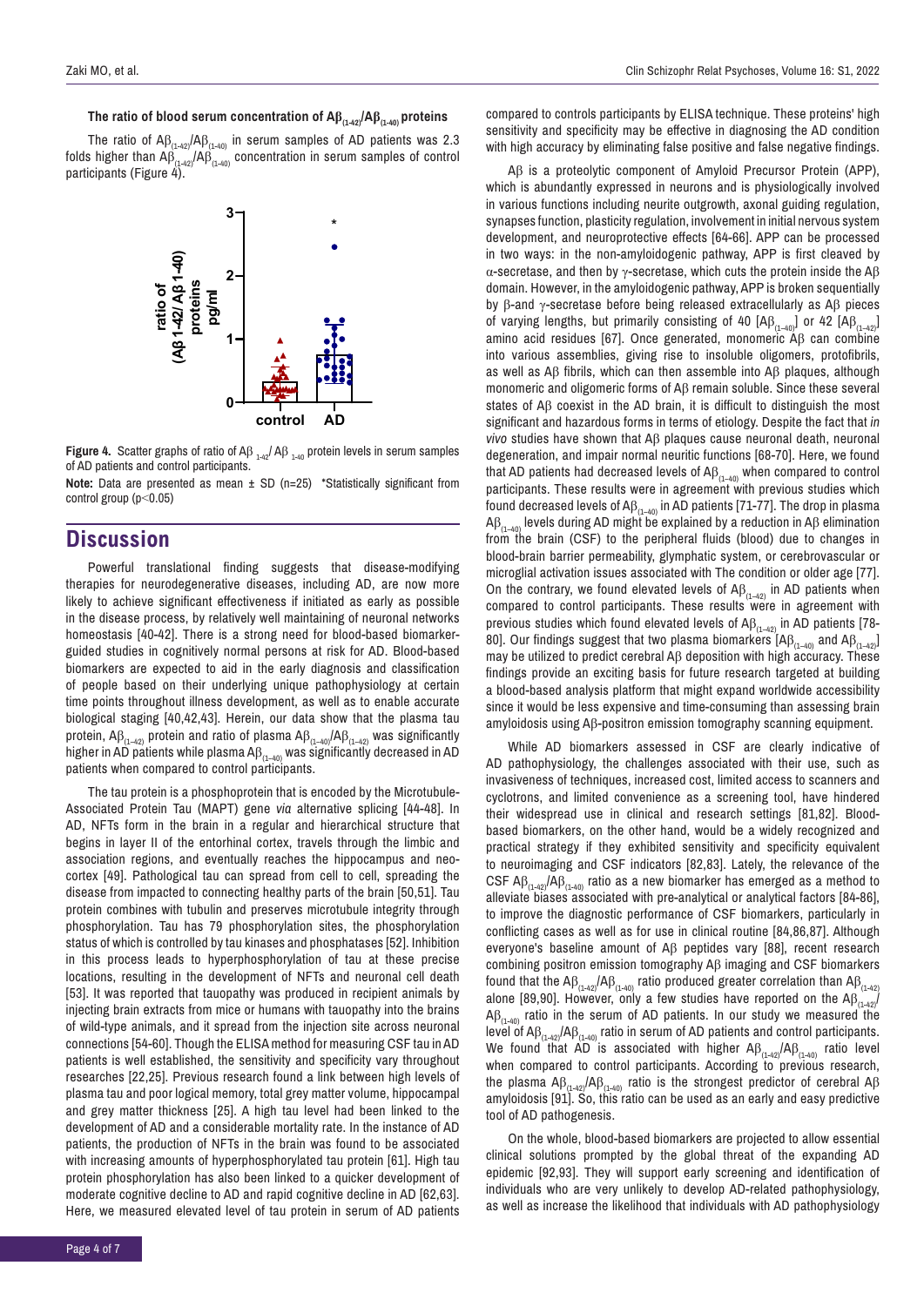### The ratio of blood serum concentration of $A\beta_{(1-42)}/A\beta_{(1-40)}$ proteins

The ratio of $A\beta_{(1-42)}/A\beta_{(1-40)}$ in serum samples of AD patients was 2.3 folds higher than $A\beta_{(1-42)}/A\beta_{(1-40)}$ concentration in serum samples of control participants (Figure 4).

**Figure 4.** Scatter graphs of ratio of $A\beta_{1-42}/A\beta_{1-40}$ protein levels in serum samples of AD patients and control participants.

**Note:** Data are presented as mean ± SD (n=25) *Statistically significant from control group ($p<0.05$)

## Discussion

Powerful translational finding suggests that disease-modifying therapies for neurodegenerative diseases, including AD, are now more likely to achieve significant effectiveness if initiated as early as possible in the disease process, by relatively well maintaining of neuronal networks homeostasis [40-42]. There is a strong need for blood-based biomarker-guided studies in cognitively normal persons at risk for AD. Blood-based biomarkers are expected to aid in the early diagnosis and classification of people based on their underlying unique pathophysiology at certain time points throughout illness development, as well as to enable accurate biological staging [40,42,43]. Herein, our data show that the plasma tau protein, $A\beta_{(1-42)}$ protein and ratio of plasma $A\beta_{(1-40)}/A\beta_{(1-42)}$ was significantly higher in AD patients while plasma $A\beta_{(1-40)}$ was significantly decreased in AD patients when compared to control participants.

The tau protein is a phosphoprotein that is encoded by the Microtubule-Associated Protein Tau (MAPT) gene *via* alternative splicing [44-48]. In AD, NFTs form in the brain in a regular and hierarchical structure that begins in layer II of the entorhinal cortex, travels through the limbic and association regions, and eventually reaches the hippocampus and neo-cortex [49]. Pathological tau can spread from cell to cell, spreading the disease from impacted to connecting healthy parts of the brain [50,51]. Tau protein combines with tubulin and preserves microtubule integrity through phosphorylation. Tau has 79 phosphorylation sites, the phosphorylation status of which is controlled by tau kinases and phosphatases [52]. Inhibition in this process leads to hyperphosphorylation of tau at these precise locations, resulting in the development of NFTs and neuronal cell death [53]. It was reported that tauopathy was produced in recipient animals by injecting brain extracts from mice or humans with tauopathy into the brains of wild-type animals, and it spread from the injection site across neuronal connections [54-60]. Though the ELISA method for measuring CSF tau in AD patients is well established, the sensitivity and specificity vary throughout researches [22,25]. Previous research found a link between high levels of plasma tau and poor logical memory, total grey matter volume, hippocampal and grey matter thickness [25]. A high tau level had been linked to the development of AD and a considerable mortality rate. In the instance of AD patients, the production of NFTs in the brain was found to be associated with increasing amounts of hyperphosphorylated tau protein [61]. High tau protein phosphorylation has also been linked to a quicker development of moderate cognitive decline to AD and rapid cognitive decline in AD [62,63]. Here, we measured elevated level of tau protein in serum of AD patients compared to controls participants by ELISA technique. These proteins' high sensitivity and specificity may be effective in diagnosing the AD condition with high accuracy by eliminating false positive and false negative findings.

Aβ is a proteolytic component of Amyloid Precursor Protein (APP), which is abundantly expressed in neurons and is physiologically involved in various functions including neurite outgrowth, axonal guiding regulation, synapses function, plasticity regulation, involvement in initial nervous system development, and neuroprotective effects [64-66]. APP can be processed in two ways: in the non-amyloidogenic pathway, APP is first cleaved by α-secretase, and then by γ-secretase, which cuts the protein inside the Aβ domain. However, in the amyloidogenic pathway, APP is broken sequentially by β-and γ-secretase before being released extracellularly as Aβ pieces of varying lengths, but primarily consisting of 40 [$A\beta_{(1-40)}$] or 42 [$A\beta_{(1-42)}$] amino acid residues [67]. Once generated, monomeric Aβ can combine into various assemblies, giving rise to insoluble oligomers, protofibrils, as well as Aβ fibrils, which can then assemble into Aβ plaques, although monomeric and oligomeric forms of Aβ remain soluble. Since these several states of Aβ coexist in the AD brain, it is difficult to distinguish the most significant and hazardous forms in terms of etiology. Despite the fact that *in vivo* studies have shown that Aβ plaques cause neuronal death, neuronal degeneration, and impair normal neuritic functions [68-70]. Here, we found that AD patients had decreased levels of $A\beta_{(1-40)}$ when compared to control participants. These results were in agreement with previous studies which found decreased levels of $A\beta_{(1-40)}$ in AD patients [71-77]. The drop in plasma $A\beta_{(1-40)}$ levels during AD might be explained by a reduction in Aβ elimination from the brain (CSF) to the peripheral fluids (blood) due to changes in blood-brain barrier permeability, glymphatic system, or cerebrovascular or microglial activation issues associated with The condition or older age [77]. On the contrary, we found elevated levels of $A\beta_{(1-42)}$ in AD patients when compared to control participants. These results were in agreement with previous studies which found elevated levels of $A\beta_{(1-42)}$ in AD patients [78-80]. Our findings suggest that two plasma biomarkers [$A\beta_{(1-40)}$ and $A\beta_{(1-42)}$] may be utilized to predict cerebral Aβ deposition with high accuracy. These findings provide an exciting basis for future research targeted at building a blood-based analysis platform that might expand worldwide accessibility since it would be less expensive and time-consuming than assessing brain amyloidosis using Aβ-positron emission tomography scanning equipment.

While AD biomarkers assessed in CSF are clearly indicative of AD pathophysiology, the challenges associated with their use, such as invasiveness of techniques, increased cost, limited access to scanners and cyclotrons, and limited convenience as a screening tool, have hindered their widespread use in clinical and research settings [81,82]. Blood-based biomarkers, on the other hand, would be a widely recognized and practical strategy if they exhibited sensitivity and specificity equivalent to neuroimaging and CSF indicators [82,83]. Lately, the relevance of the CSF $A\beta_{(1-42)}/A\beta_{(1-40)}$ ratio as a new biomarker has emerged as a method to alleviate biases associated with pre-analytical or analytical factors [84-86], to improve the diagnostic performance of CSF biomarkers, particularly in conflicting cases as well as for use in clinical routine [84,86,87]. Although everyone's baseline amount of Aβ peptides vary [88], recent research combining positron emission tomography Aβ imaging and CSF biomarkers found that the $A\beta_{(1-42)}/A\beta_{(1-40)}$ ratio produced greater correlation than $A\beta_{(1-42)}$ alone [89,90]. However, only a few studies have reported on the $A\beta_{(1-42)}/A\beta_{(1-40)}$ ratio in the serum of AD patients. In our study we measured the level of $A\beta_{(1-42)}/A\beta_{(1-40)}$ ratio in serum of AD patients and control participants. We found that AD is associated with higher $A\beta_{(1-42)}/A\beta_{(1-40)}$ ratio level when compared to control participants. According to previous research, the plasma $A\beta_{(1-42)}/A\beta_{(1-40)}$ ratio is the strongest predictor of cerebral Aβ amyloidosis [91]. So, this ratio can be used as an early and easy predictive tool of AD pathogenesis.

On the whole, blood-based biomarkers are projected to allow essential clinical solutions prompted by the global threat of the expanding AD epidemic [92,93]. They will support early screening and identification of individuals who are very unlikely to develop AD-related pathophysiology, as well as increase the likelihood that individuals with AD pathophysiology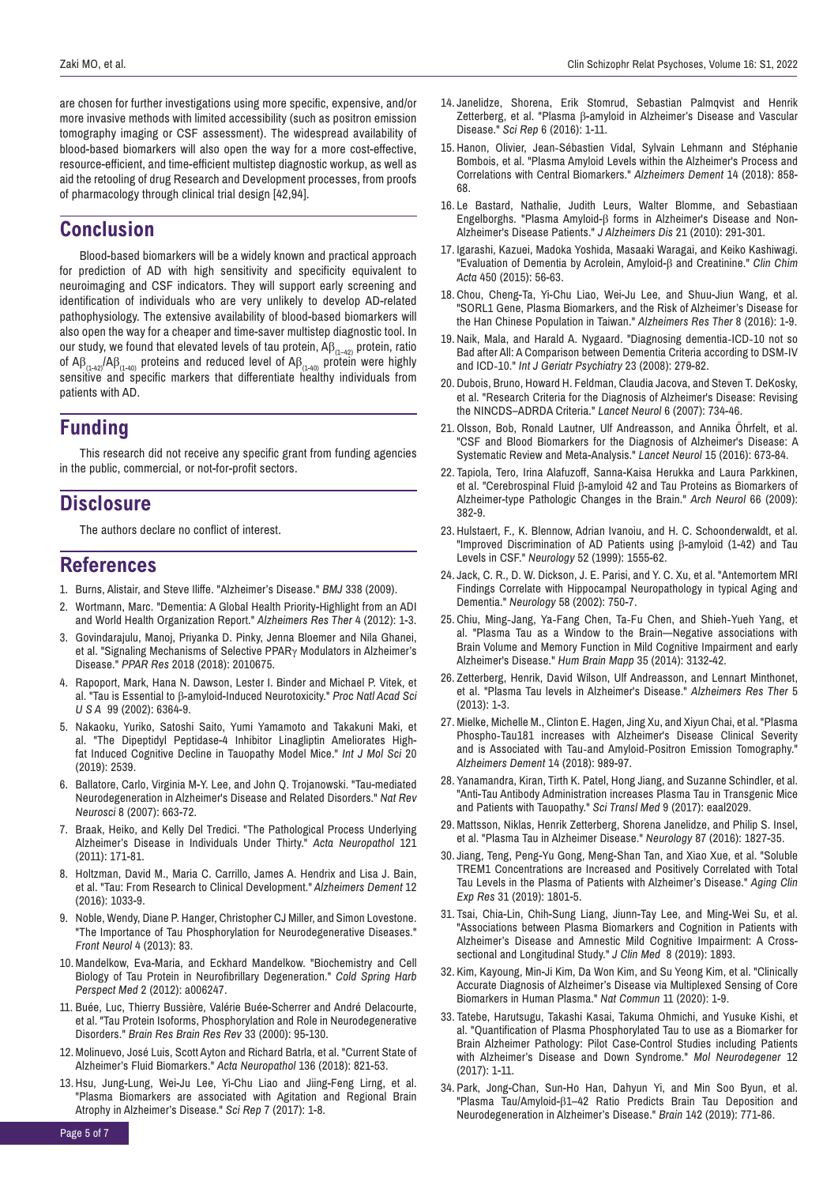are chosen for further investigations using more specific, expensive, and/or more invasive methods with limited accessibility (such as positron emission tomography imaging or CSF assessment). The widespread availability of blood-based biomarkers will also open the way for a more cost-effective, resource-efficient, and time-efficient multistep diagnostic workup, as well as aid the retooling of drug Research and Development processes, from proofs of pharmacology through clinical trial design [42,94].

## Conclusion

Blood-based biomarkers will be a widely known and practical approach for prediction of AD with high sensitivity and specificity equivalent to neuroimaging and CSF indicators. They will support early screening and identification of individuals who are very unlikely to develop AD-related pathophysiology. The extensive availability of blood-based biomarkers will also open the way for a cheaper and time-saver multistep diagnostic tool. In our study, we found that elevated levels of tau protein, $A\beta_{(1-42)}$ protein, ratio of $A\beta_{(1-42)}/A\beta_{(1-40)}$ proteins and reduced level of $A\beta_{(1-40)}$ protein were highly sensitive and specific markers that differentiate healthy individuals from patients with AD.

## Funding

This research did not receive any specific grant from funding agencies in the public, commercial, or not-for-profit sectors.

## Disclosure

The authors declare no conflict of interest.

## References

1. Burns, Alistair, and Steve Iliffe. "Alzheimer's Disease." *BMJ* 338 (2009).
2. Wortmann, Marc. "Dementia: A Global Health Priority-Highlight from an ADI and World Health Organization Report." *Alzheimers Res Ther* 4 (2012): 1-3.
3. Govindarajulu, Manoj, Priyanka D. Pinky, Jenna Bloemer and Nila Ghanei, et al. "Signaling Mechanisms of Selective PPARγ Modulators in Alzheimer's Disease." *PPAR Res* 2018 (2018): 2010675.
4. Rapoport, Mark, Hana N. Dawson, Lester I. Binder and Michael P. Vitek, et al. "Tau is Essential to β-amyloid-Induced Neurotoxicity." *Proc Natl Acad Sci U S A* 99 (2002): 6364-9.
5. Nakaoku, Yuriko, Satoshi Saito, Yumi Yamamoto and Takakuni Maki, et al. "The Dipeptidyl Peptidase-4 Inhibitor Linagliptin Ameliorates High-fat Induced Cognitive Decline in Tauopathy Model Mice." *Int J Mol Sci* 20 (2019): 2539.
6. Ballatore, Carlo, Virginia M-Y. Lee, and John Q. Trojanowski. "Tau-mediated Neurodegeneration in Alzheimer's Disease and Related Disorders." *Nat Rev Neurosci* 8 (2007): 663-72.
7. Braak, Heiko, and Kelly Del Tredici. "The Pathological Process Underlying Alzheimer's Disease in Individuals Under Thirty." *Acta Neuropathol* 121 (2011): 171-81.
8. Holtzman, David M., Maria C. Carrillo, James A. Hendrix and Lisa J. Bain, et al. "Tau: From Research to Clinical Development." *Alzheimers Dement* 12 (2016): 1033-9.
9. Noble, Wendy, Diane P. Hanger, Christopher CJ Miller, and Simon Lovestone. "The Importance of Tau Phosphorylation for Neurodegenerative Diseases." *Front Neurol* 4 (2013): 83.
10. Mandelkow, Eva-Maria, and Eckhard Mandelkow. "Biochemistry and Cell Biology of Tau Protein in Neurofibrillary Degeneration." *Cold Spring Harb Perspect Med* 2 (2012): a006247.
11. Buée, Luc, Thierry Bussière, Valérie Buée-Scherrer and André Delacourte, et al. "Tau Protein Isoforms, Phosphorylation and Role in Neurodegenerative Disorders." *Brain Res Brain Res Rev* 33 (2000): 95-130.
12. Molinuevo, José Luis, Scott Ayton and Richard Batrla, et al. "Current State of Alzheimer's Fluid Biomarkers." *Acta Neuropathol* 136 (2018): 821-53.
13. Hsu, Jung-Lung, Wei-Ju Lee, Yi-Chu Liao and Jiing-Feng Lirng, et al. "Plasma Biomarkers are associated with Agitation and Regional Brain Atrophy in Alzheimer's Disease." *Sci Rep* 7 (2017): 1-8.
14. Janelidze, Shorena, Erik Stomrud, Sebastian Palmqvist and Henrik Zetterberg, et al. "Plasma β-amyloid in Alzheimer's Disease and Vascular Disease." *Sci Rep* 6 (2016): 1-11.
15. Hanon, Olivier, Jean-Sébastien Vidal, Sylvain Lehmann and Stéphanie Bombois, et al. "Plasma Amyloid Levels within the Alzheimer's Process and Correlations with Central Biomarkers." *Alzheimers Dement* 14 (2018): 858-68.
16. Le Bastard, Nathalie, Judith Leurs, Walter Blomme, and Sebastiaan Engelborghs. "Plasma Amyloid-β forms in Alzheimer's Disease and Non-Alzheimer's Disease Patients." *J Alzheimers Dis* 21 (2010): 291-301.
17. Igarashi, Kazuei, Madoka Yoshida, Masaaki Waragai, and Keiko Kashiwagi. "Evaluation of Dementia by Acrolein, Amyloid-β and Creatinine." *Clin Chim Acta* 450 (2015): 56-63.
18. Chou, Cheng-Ta, Yi-Chu Liao, Wei-Ju Lee, and Shuu-Jiun Wang, et al. "SORL1 Gene, Plasma Biomarkers, and the Risk of Alzheimer's Disease for the Han Chinese Population in Taiwan." *Alzheimers Res Ther* 8 (2016): 1-9.
19. Naik, Mala, and Harald A. Nygaard. "Diagnosing dementia-ICD-10 not so Bad after All: A Comparison between Dementia Criteria according to DSM-IV and ICD-10." *Int J Geriatr Psychiatry* 23 (2008): 279-82.
20. Dubois, Bruno, Howard H. Feldman, Claudia Jacova, and Steven T. DeKosky, et al. "Research Criteria for the Diagnosis of Alzheimer's Disease: Revising the NINCDS–ADRDA Criteria." *Lancet Neurol* 6 (2007): 734-46.
21. Olsson, Bob, Ronald Lautner, Ulf Andreasson, and Annika Öhrfelt, et al. "CSF and Blood Biomarkers for the Diagnosis of Alzheimer's Disease: A Systematic Review and Meta-Analysis." *Lancet Neurol* 15 (2016): 673-84.
22. Tapiola, Tero, Irina Alafuzoff, Sanna-Kaisa Herukka and Laura Parkkinen, et al. "Cerebrospinal Fluid β-amyloid 42 and Tau Proteins as Biomarkers of Alzheimer-type Pathologic Changes in the Brain." *Arch Neurol* 66 (2009): 382-9.
23. Hulstaert, F., K. Blennow, Adrian Ivanoiu, and H. C. Schoonderwaldt, et al. "Improved Discrimination of AD Patients using β-amyloid (1-42) and Tau Levels in CSF." *Neurology* 52 (1999): 1555-62.
24. Jack, C. R., D. W. Dickson, J. E. Parisi, and Y. C. Xu, et al. "Antemortem MRI Findings Correlate with Hippocampal Neuropathology in typical Aging and Dementia." *Neurology* 58 (2002): 750-7.
25. Chiu, Ming-Jang, Ya-Fang Chen, Ta-Fu Chen, and Shieh-Yueh Yang, et al. "Plasma Tau as a Window to the Brain—Negative associations with Brain Volume and Memory Function in Mild Cognitive Impairment and early Alzheimer's Disease." *Hum Brain Mapp* 35 (2014): 3132-42.
26. Zetterberg, Henrik, David Wilson, Ulf Andreasson, and Lennart Minthonet, et al. "Plasma Tau levels in Alzheimer's Disease." *Alzheimers Res Ther* 5 (2013): 1-3.
27. Mielke, Michelle M., Clinton E. Hagen, Jing Xu, and Xiyun Chai, et al. "Plasma Phospho-Tau181 increases with Alzheimer's Disease Clinical Severity and is Associated with Tau-and Amyloid-Positron Emission Tomography." *Alzheimers Dement* 14 (2018): 989-97.
28. Yanamandra, Kiran, Tirth K. Patel, Hong Jiang, and Suzanne Schindler, et al. "Anti-Tau Antibody Administration increases Plasma Tau in Transgenic Mice and Patients with Tauopathy." *Sci Transl Med* 9 (2017): eaal2029.
29. Mattsson, Niklas, Henrik Zetterberg, Shorena Janelidze, and Philip S. Insel, et al. "Plasma Tau in Alzheimer Disease." *Neurology* 87 (2016): 1827-35.
30. Jiang, Teng, Peng-Yu Gong, Meng-Shan Tan, and Xiao Xue, et al. "Soluble TREM1 Concentrations are Increased and Positively Correlated with Total Tau Levels in the Plasma of Patients with Alzheimer's Disease." *Aging Clin Exp Res* 31 (2019): 1801-5.
31. Tsai, Chia-Lin, Chih-Sung Liang, Jiunn-Tay Lee, and Ming-Wei Su, et al. "Associations between Plasma Biomarkers and Cognition in Patients with Alzheimer's Disease and Amnestic Mild Cognitive Impairment: A Cross-sectional and Longitudinal Study." *J Clin Med* 8 (2019): 1893.
32. Kim, Kayoung, Min-Ji Kim, Da Won Kim, and Su Yeong Kim, et al. "Clinically Accurate Diagnosis of Alzheimer's Disease via Multiplexed Sensing of Core Biomarkers in Human Plasma." *Nat Commun* 11 (2020): 1-9.
33. Tatebe, Harutsugu, Takashi Kasai, Takuma Ohmichi, and Yusuke Kishi, et al. "Quantification of Plasma Phosphorylated Tau to use as a Biomarker for Brain Alzheimer Pathology: Pilot Case-Control Studies including Patients with Alzheimer's Disease and Down Syndrome." *Mol Neurodegener* 12 (2017): 1-11.
34. Park, Jong-Chan, Sun-Ho Han, Dahyun Yi, and Min Soo Byun, et al. "Plasma Tau/Amyloid-β1–42 Ratio Predicts Brain Tau Deposition and Neurodegeneration in Alzheimer's Disease." *Brain* 142 (2019): 771-86.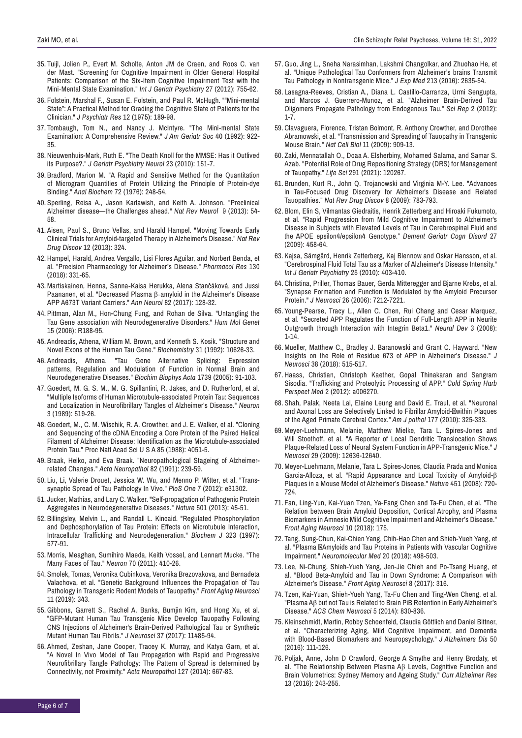35. Tuijl, Jolien P., Evert M. Scholte, Anton JM de Craen, and Roos C. van der Mast. "Screening for Cognitive Impairment in Older General Hospital Patients: Comparison of the Six-Item Cognitive Impairment Test with the Mini-Mental State Examination." *Int J Geriatr Psychiatry* 27 (2012): 755-62.

36. Folstein, Marshal F., Susan E. Folstein, and Paul R. McHugh. ""Mini-mental State": A Practical Method for Grading the Cognitive State of Patients for the Clinician." *J Psychiatr Res* 12 (1975): 189-98.

37. Tombaugh, Tom N., and Nancy J. McIntyre. "The Mini-mental State Examination: A Comprehensive Review." *J Am Geriatr Soc* 40 (1992): 922-35.

38. Nieuwenhuis-Mark, Ruth E. "The Death Knoll for the MMSE: Has it Outlived its Purpose?." *J Geriatr Psychiatry Neurol* 23 (2010): 151-7.

39. Bradford, Marion M. "A Rapid and Sensitive Method for the Quantitation of Microgram Quantities of Protein Utilizing the Principle of Protein-dye Binding." *Anal Biochem* 72 (1976): 248-54.

40. Sperling, Reisa A., Jason Karlawish, and Keith A. Johnson. "Preclinical Alzheimer disease—the Challenges ahead." *Nat Rev Neurol* 9 (2013): 54-58.

41. Aisen, Paul S., Bruno Vellas, and Harald Hampel. "Moving Towards Early Clinical Trials for Amyloid-targeted Therapy in Alzheimer's Disease." *Nat Rev Drug Discov* 12 (2013): 324.

42. Hampel, Harald, Andrea Vergallo, Lisi Flores Aguilar, and Norbert Benda, et al. "Precision Pharmacology for Alzheimer's Disease." *Pharmacol Res* 130 (2018): 331-65.

43. Martiskainen, Henna, Sanna-Kaisa Herukka, Alena Stančáková, and Jussi Paananen, et al. "Decreased Plasma β-amyloid in the Alzheimer's Disease APP A673T Variant Carriers." *Ann Neurol* 82 (2017): 128-32.

44. Pittman, Alan M., Hon-Chung Fung, and Rohan de Silva. "Untangling the Tau Gene association with Neurodegenerative Disorders." *Hum Mol Genet* 15 (2006): R188-95.

45. Andreadis, Athena, William M. Brown, and Kenneth S. Kosik. "Structure and Novel Exons of the Human Tau Gene." *Biochemistry* 31 (1992): 10626-33.

46. Andreadis, Athena. "Tau Gene Alternative Splicing: Expression patterns, Regulation and Modulation of Function in Normal Brain and Neurodegenerative Diseases." *Biochim Biophys Acta* 1739 (2005): 91-103.

47. Goedert, M. G. S. M., M. G. Spillantini, R. Jakes, and D. Rutherford, et al. "Multiple Isoforms of Human Microtubule-associated Protein Tau: Sequences and Localization in Neurofibrillary Tangles of Alzheimer's Disease." *Neuron* 3 (1989): 519-26.

48. Goedert, M., C. M. Wischik, R. A. Crowther, and J. E. Walker, et al. "Cloning and Sequencing of the cDNA Encoding a Core Protein of the Paired Helical Filament of Alzheimer Disease: Identification as the Microtubule-associated Protein Tau." Proc Natl Acad Sci U S A 85 (1988): 4051-5.

49. Braak, Heiko, and Eva Braak. "Neuropathological Stageing of Alzheimer-related Changes." *Acta Neuropathol* 82 (1991): 239-59.

50. Liu, Li, Valerie Drouet, Jessica W. Wu, and Menno P. Witter, et al. "Trans-synaptic Spread of Tau Pathology In Vivo." *PloS One* 7 (2012): e31302.

51. Jucker, Mathias, and Lary C. Walker. "Self-propagation of Pathogenic Protein Aggregates in Neurodegenerative Diseases." *Nature* 501 (2013): 45-51.

52. Billingsley, Melvin L., and Randall L. Kincaid. "Regulated Phosphorylation and Dephosphorylation of Tau Protein: Effects on Microtubule Interaction, Intracellular Trafficking and Neurodegeneration." *Biochem J* 323 (1997): 577-91.

53. Morris, Meaghan, Sumihiro Maeda, Keith Vossel, and Lennart Mucke. "The Many Faces of Tau." *Neuron* 70 (2011): 410-26.

54. Smolek, Tomas, Veronika Cubinkova, Veronika Brezovakova, and Bernadeta Valachova, et al. "Genetic Background Influences the Propagation of Tau Pathology in Transgenic Rodent Models of Tauopathy." *Front Aging Neurosci* 11 (2019): 343.

55. Gibbons, Garrett S., Rachel A. Banks, Bumjin Kim, and Hong Xu, et al. "GFP-Mutant Human Tau Transgenic Mice Develop Tauopathy Following CNS Injections of Alzheimer's Brain-Derived Pathological Tau or Synthetic Mutant Human Tau Fibrils." *J Neurosci* 37 (2017): 11485-94.

56. Ahmed, Zeshan, Jane Cooper, Tracey K. Murray, and Katya Garn, et al. "A Novel In Vivo Model of Tau Propagation with Rapid and Progressive Neurofibrillary Tangle Pathology: The Pattern of Spread is determined by Connectivity, not Proximity." *Acta Neuropathol* 127 (2014): 667-83.

57. Guo, Jing L., Sneha Narasimhan, Lakshmi Changolkar, and Zhuohao He, et al. "Unique Pathological Tau Conformers from Alzheimer's brains Transmit Tau Pathology in Nontransgenic Mice." *J Exp Med* 213 (2016): 2635-54.

58. Lasagna-Reeves, Cristian A., Diana L. Castillo-Carranza, Urmi Sengupta, and Marcos J. Guerrero-Munoz, et al. "Alzheimer Brain-Derived Tau Oligomers Propagate Pathology from Endogenous Tau." *Sci Rep* 2 (2012): 1-7.

59. Clavaguera, Florence, Tristan Bolmont, R. Anthony Crowther, and Dorothee Abramowski, et al. "Transmission and Spreading of Tauopathy in Transgenic Mouse Brain." *Nat Cell Biol* 11 (2009): 909-13.

60. Zaki, Mennatallah O., Doaa A. Elsherbiny, Mohamed Salama, and Samar S. Azab. "Potential Role of Drug Repositioning Strategy (DRS) for Management of Tauopathy." *Life Sci* 291 (2021): 120267.

61. Brunden, Kurt R., John Q. Trojanowski and Virginia M-Y. Lee. "Advances in Tau-Focused Drug Discovery for Alzheimer's Disease and Related Tauopathies." *Nat Rev Drug Discov* 8 (2009): 783-793.

62. Blom, Elin S, Vilmantas Giedraitis, Henrik Zetterberg and Hiroaki Fukumoto, et al. "Rapid Progression from Mild Cognitive Impairment to Alzheimer's Disease in Subjects with Elevated Levels of Tau in Cerebrospinal Fluid and the APOE epsilon4/epsilon4 Genotype." *Dement Geriatr Cogn Disord* 27 (2009): 458-64.

63. Kajsa, Sämgård, Henrik Zetterberg, Kaj Blennow and Oskar Hansson, et al. "Cerebrospinal Fluid Total Tau as a Marker of Alzheimer's Disease Intensity." *Int J Geriatr Psychiatry* 25 (2010): 403-410.

64. Christina, Priller, Thomas Bauer, Gerda Mitteregger and Bjarne Krebs, et al. "Synapse Formation and Function is Modulated by the Amyloid Precursor Protein." *J Neurosci* 26 (2006): 7212-7221.

65. Young-Pearse, Tracy L., Allen C. Chen, Rui Chang and Cesar Marquez, et al. "Secreted APP Regulates the Function of Full-Length APP in Neurite Outgrowth through Interaction with Integrin Beta1." *Neural Dev* 3 (2008): 1-14.

66. Mueller, Matthew C., Bradley J. Baranowski and Grant C. Hayward. "New Insights on the Role of Residue 673 of APP in Alzheimer's Disease." *J Neurosci* 38 (2018): 515-517.

67. Haass, Christian, Christoph Kaether, Gopal Thinakaran and Sangram Sisodia. "Trafficking and Proteolytic Processing of APP." *Cold Spring Harb Perspect Med* 2 (2012): a006270.

68. Shah, Palak, Neeta Lal, Elaine Leung and David E. Traul, et al. "Neuronal and Axonal Loss are Selectively Linked to Fibrillar Amyloid-β within Plaques of the Aged Primate Cerebral Cortex." *Am J pathol* 177 (2010): 325-333.

69. Meyer-Luehmann, Melanie, Matthew Mielke, Tara L. Spires-Jones and Will Stoothoff, et al. "A Reporter of Local Dendritic Translocation Shows Plaque-Related Loss of Neural System Function in APP-Transgenic Mice." *J Neurosci* 29 (2009): 12636-12640.

70. Meyer-Luehmann, Melanie, Tara L. Spires-Jones, Claudia Prada and Monica Garcia-Alloza, et al. "Rapid Appearance and Local Toxicity of Amyloid-β Plaques in a Mouse Model of Alzheimer's Disease." *Nature* 451 (2008): 720-724.

71. Fan, Ling-Yun, Kai-Yuan Tzen, Ya-Fang Chen and Ta-Fu Chen, et al. "The Relation between Brain Amyloid Deposition, Cortical Atrophy, and Plasma Biomarkers in Amnesic Mild Cognitive Impairment and Alzheimer's Disease." *Front Aging Neurosci* 10 (2018): 175.

72. Tang, Sung-Chun, Kai-Chien Yang, Chih-Hao Chen and Shieh-Yueh Yang, et al. "Plasma βAmyloids and Tau Proteins in Patients with Vascular Cognitive Impairment." *Neuromolecular Med* 20 (2018): 498-503.

73. Lee, Ni-Chung, Shieh-Yueh Yang, Jen-Jie Chieh and Po-Tsang Huang, et al. "Blood Beta-Amyloid and Tau in Down Syndrome: A Comparison with Alzheimer's Disease." *Front Aging Neurosci* 8 (2017): 316.

74. Tzen, Kai-Yuan, Shieh-Yueh Yang, Ta-Fu Chen and Ting-Wen Cheng, et al. "Plasma Aβ but not Tau is Related to Brain PiB Retention in Early Alzheimer's Disease." *ACS Chem Neurosci* 5 (2014): 830-836.

75. Kleinschmidt, Martin, Robby Schoenfeld, Claudia Göttlich and Daniel Bittner, et al. "Characterizing Aging, Mild Cognitive Impairment, and Dementia with Blood-Based Biomarkers and Neuropsychology." *J Alzheimers Dis* 50 (2016): 111-126.

76. Poljak, Anne, John D Crawford, George A Smythe and Henry Brodaty, et al. "The Relationship Between Plasma Aβ Levels, Cognitive Function and Brain Volumetrics: Sydney Memory and Ageing Study." *Curr Alzheimer Res* 13 (2016): 243-255.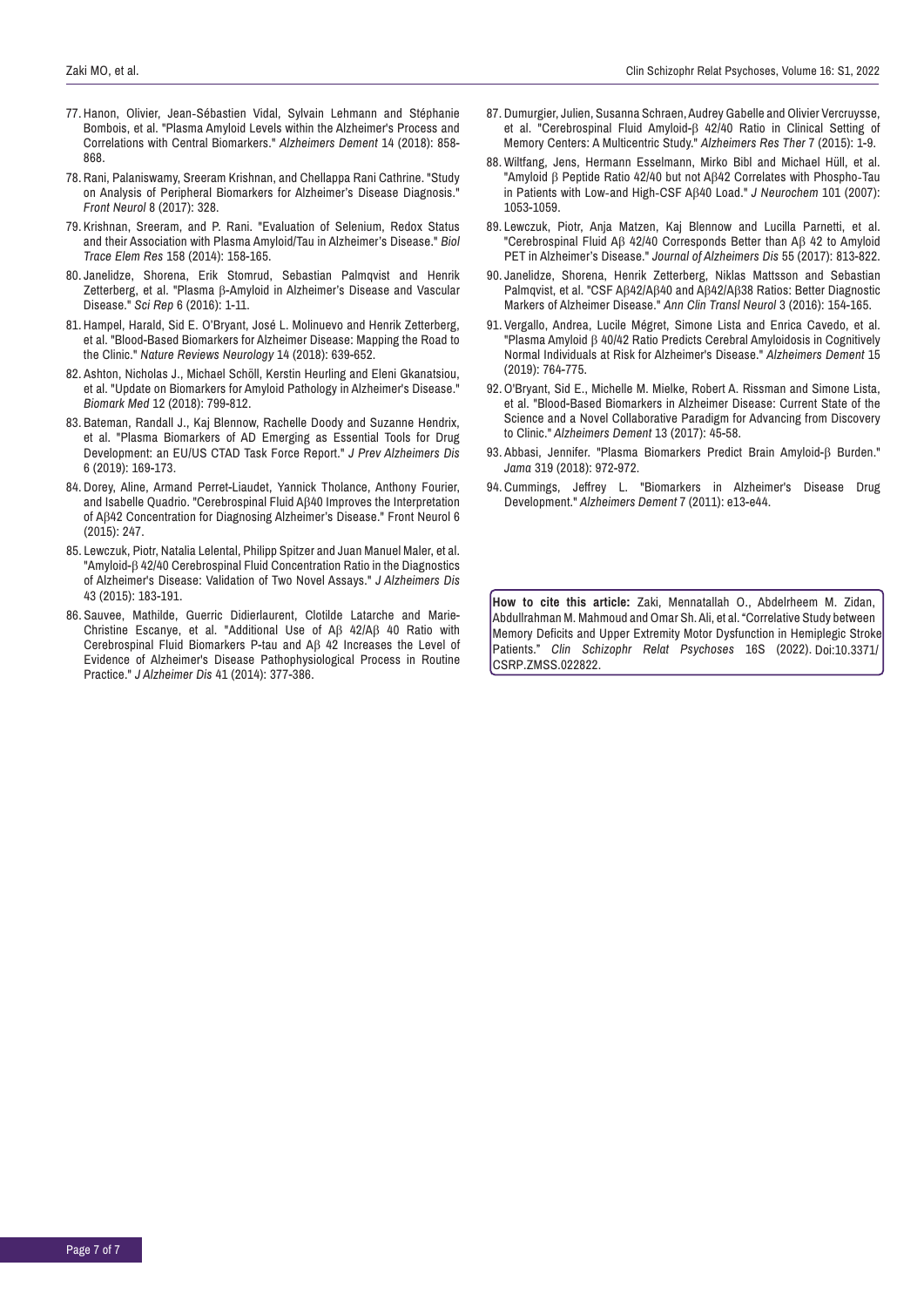77. Hanon, Olivier, Jean-Sébastien Vidal, Sylvain Lehmann and Stéphanie Bombois, et al. "Plasma Amyloid Levels within the Alzheimer's Process and Correlations with Central Biomarkers." *Alzheimers Dement* 14 (2018): 858-868.
78. Rani, Palaniswamy, Sreeram Krishnan, and Chellappa Rani Cathrine. "Study on Analysis of Peripheral Biomarkers for Alzheimer's Disease Diagnosis." *Front Neurol* 8 (2017): 328.
79. Krishnan, Sreeram, and P. Rani. "Evaluation of Selenium, Redox Status and their Association with Plasma Amyloid/Tau in Alzheimer's Disease." *Biol Trace Elem Res* 158 (2014): 158-165.
80. Janelidze, Shorena, Erik Stomrud, Sebastian Palmqvist and Henrik Zetterberg, et al. "Plasma β-Amyloid in Alzheimer's Disease and Vascular Disease." *Sci Rep* 6 (2016): 1-11.
81. Hampel, Harald, Sid E. O'Bryant, José L. Molinuevo and Henrik Zetterberg, et al. "Blood-Based Biomarkers for Alzheimer Disease: Mapping the Road to the Clinic." *Nature Reviews Neurology* 14 (2018): 639-652.
82. Ashton, Nicholas J., Michael Schöll, Kerstin Heurling and Eleni Gkanatsiou, et al. "Update on Biomarkers for Amyloid Pathology in Alzheimer's Disease." *Biomark Med* 12 (2018): 799-812.
83. Bateman, Randall J., Kaj Blennow, Rachelle Doody and Suzanne Hendrix, et al. "Plasma Biomarkers of AD Emerging as Essential Tools for Drug Development: an EU/US CTAD Task Force Report." *J Prev Alzheimers Dis* 6 (2019): 169-173.
84. Dorey, Aline, Armand Perret-Liaudet, Yannick Tholance, Anthony Fourier, and Isabelle Quadrio. "Cerebrospinal Fluid Aβ40 Improves the Interpretation of Aβ42 Concentration for Diagnosing Alzheimer's Disease." Front Neurol 6 (2015): 247.
85. Lewczuk, Piotr, Natalia Lelental, Philipp Spitzer and Juan Manuel Maler, et al. "Amyloid-β 42/40 Cerebrospinal Fluid Concentration Ratio in the Diagnostics of Alzheimer's Disease: Validation of Two Novel Assays." *J Alzheimers Dis* 43 (2015): 183-191.
86. Sauvee, Mathilde, Guerric Didierlaurent, Clotilde Latarche and Marie-Christine Escanye, et al. "Additional Use of Aβ 42/Aβ 40 Ratio with Cerebrospinal Fluid Biomarkers P-tau and Aβ 42 Increases the Level of Evidence of Alzheimer's Disease Pathophysiological Process in Routine Practice." *J Alzheimer Dis* 41 (2014): 377-386.
87. Dumurgier, Julien, Susanna Schraen, Audrey Gabelle and Olivier Vercruysse, et al. "Cerebrospinal Fluid Amyloid-β 42/40 Ratio in Clinical Setting of Memory Centers: A Multicentric Study." *Alzheimers Res Ther* 7 (2015): 1-9.
88. Wiltfang, Jens, Hermann Esselmann, Mirko Bibl and Michael Hüll, et al. "Amyloid β Peptide Ratio 42/40 but not Aβ42 Correlates with Phospho-Tau in Patients with Low-and High-CSF Aβ40 Load." *J Neurochem* 101 (2007): 1053-1059.
89. Lewczuk, Piotr, Anja Matzen, Kaj Blennow and Lucilla Parnetti, et al. "Cerebrospinal Fluid Aβ 42/40 Corresponds Better than Aβ 42 to Amyloid PET in Alzheimer's Disease." *Journal of Alzheimers Dis* 55 (2017): 813-822.
90. Janelidze, Shorena, Henrik Zetterberg, Niklas Mattsson and Sebastian Palmqvist, et al. "CSF Aβ42/Aβ40 and Aβ42/Aβ38 Ratios: Better Diagnostic Markers of Alzheimer Disease." *Ann Clin Transl Neurol* 3 (2016): 154-165.
91. Vergallo, Andrea, Lucile Mégret, Simone Lista and Enrica Cavedo, et al. "Plasma Amyloid β 40/42 Ratio Predicts Cerebral Amyloidosis in Cognitively Normal Individuals at Risk for Alzheimer's Disease." *Alzheimers Dement* 15 (2019): 764-775.
92. O'Bryant, Sid E., Michelle M. Mielke, Robert A. Rissman and Simone Lista, et al. "Blood-Based Biomarkers in Alzheimer Disease: Current State of the Science and a Novel Collaborative Paradigm for Advancing from Discovery to Clinic." *Alzheimers Dement* 13 (2017): 45-58.
93. Abbasi, Jennifer. "Plasma Biomarkers Predict Brain Amyloid-β Burden." *Jama* 319 (2018): 972-972.
94. Cummings, Jeffrey L. "Biomarkers in Alzheimer's Disease Drug Development." *Alzheimers Dement* 7 (2011): e13-e44.

**How to cite this article:** Zaki, Mennatallah O., Abdelrheem M. Zidan, Abdullrahman M. Mahmoud and Omar Sh. Ali, et al. "Correlative Study between Memory Deficits and Upper Extremity Motor Dysfunction in Hemiplegic Stroke Patients." *Clin Schizophr Relat Psychoses* 16S (2022). Doi:10.3371/CSRP.ZMSS.022822.